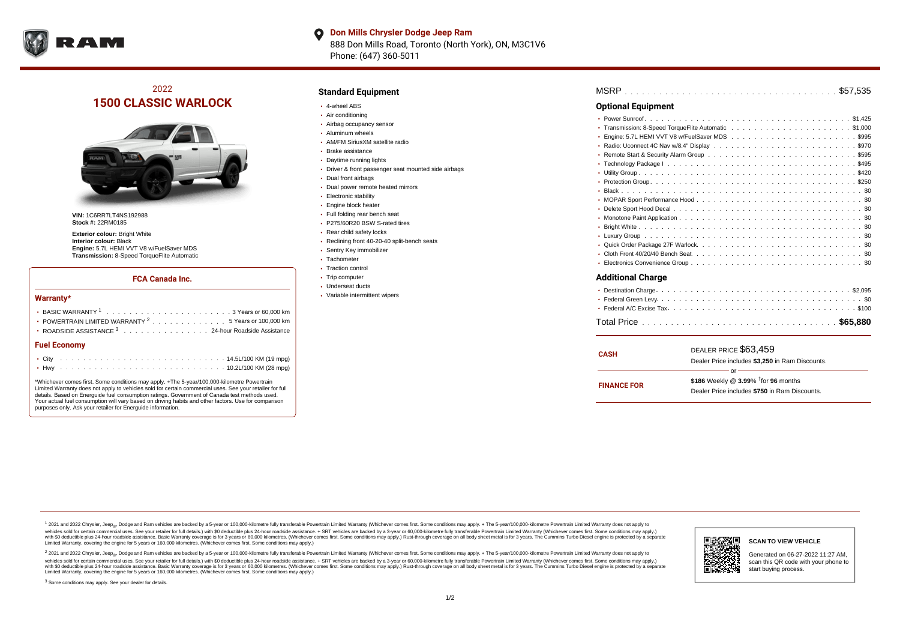**Don Mills Chrysler Dodge Jeep Ram**
888 Don Mills Road, Toronto (North York), ON, M3C1V6
Phone: (647) 360-5011

## 2022
# 1500 CLASSIC WARLOCK

**VIN:** 1C6RR7LT4NS192988
**Stock #:** 22RM0185

**Exterior colour:** Bright White
**Interior colour:** Black
**Engine:** 5.7L HEMI VVT V8 w/FuelSaver MDS
**Transmission:** 8-Speed TorqueFlite Automatic

### FCA Canada Inc.

#### Warranty*

- BASIC WARRANTY [1] . . . . . 3 Years or 60,000 km
- POWERTRAIN LIMITED WARRANTY [2] . . . . . 5 Years or 100,000 km
- ROADSIDE ASSISTANCE [3] . . . . . 24-hour Roadside Assistance

#### Fuel Economy

- City . . . . . 14.5L/100 KM (19 mpg)
- Hwy . . . . . 10.2L/100 KM (28 mpg)

*Whichever comes first. Some conditions may apply. +The 5-year/100,000-kilometre Powertrain Limited Warranty does not apply to vehicles sold for certain commercial uses. See your retailer for full details. Based on Energuide fuel consumption ratings. Government of Canada test methods used. Your actual fuel consumption will vary based on driving habits and other factors. Use for comparison purposes only. Ask your retailer for Energuide information.

## Standard Equipment

- 4-wheel ABS
- Air conditioning
- Airbag occupancy sensor
- Aluminum wheels
- AM/FM SiriusXM satellite radio
- Brake assistance
- Daytime running lights
- Driver & front passenger seat mounted side airbags
- Dual front airbags
- Dual power remote heated mirrors
- Electronic stability
- Engine block heater
- Full folding rear bench seat
- P275/60R20 BSW S-rated tires
- Rear child safety locks
- Reclining front 40-20-40 split-bench seats
- Sentry Key immobilizer
- Tachometer
- Traction control
- Trip computer
- Underseat ducts
- Variable intermittent wipers

MSRP . . . . . $57,535

## Optional Equipment

- Power Sunroof . . . . . $1,425
- Transmission: 8-Speed TorqueFlite Automatic . . . . . $1,000
- Engine: 5.7L HEMI VVT V8 w/FuelSaver MDS . . . . . $995
- Radio: Uconnect 4C Nav w/8.4" Display . . . . . $970
- Remote Start & Security Alarm Group . . . . . $595
- Technology Package I . . . . . $495
- Utility Group . . . . . $420
- Protection Group . . . . . $250
- Black . . . . . $0
- MOPAR Sport Performance Hood . . . . . $0
- Delete Sport Hood Decal . . . . . $0
- Monotone Paint Application . . . . . $0
- Bright White . . . . . $0
- Luxury Group . . . . . $0
- Quick Order Package 27F Warlock . . . . . $0
- Cloth Front 40/20/40 Bench Seat . . . . . $0
- Electronics Convenience Group . . . . . $0

## Additional Charge

- Destination Charge . . . . . $2,095
- Federal Green Levy . . . . . $0
- Federal A/C Excise Tax . . . . . $100

Total Price . . . . . **$65,880**

**CASH**
DEALER PRICE $63,459
Dealer Price includes **$3,250** in Ram Discounts.

or

**FINANCE FOR**
**$186** Weekly @ **3.99**% †for **96** months
Dealer Price includes **$750** in Ram Discounts.

[1] 2021 and 2022 Chrysler, Jeep®, Dodge and Ram vehicles are backed by a 5-year or 100,000-kilometre fully transferable Powertrain Limited Warranty (Whichever comes first. Some conditions may apply. + The 5-year/100,000-kilometre Powertrain Limited Warranty does not apply to vehicles sold for certain commercial uses. See your retailer for full details.) with $0 deductible plus 24-hour roadside assistance. + SRT vehicles are backed by a 3-year or 60,000-kilometre fully transferable Powertrain Limited Warranty (Whichever comes first. Some conditions may apply.) with $0 deductible plus 24-hour roadside assistance. Basic Warranty coverage is for 3 years or 60,000 kilometres. (Whichever comes first. Some conditions may apply.) Rust-through coverage on all body sheet metal is for 3 years. The Cummins Turbo Diesel engine is protected by a separate Limited Warranty, covering the engine for 5 years or 160,000 kilometres. (Whichever comes first. Some conditions may apply.)

[2] 2021 and 2022 Chrysler, Jeep®, Dodge and Ram vehicles are backed by a 5-year or 100,000-kilometre fully transferable Powertrain Limited Warranty (Whichever comes first. Some conditions may apply. + The 5-year/100,000-kilometre Powertrain Limited Warranty does not apply to vehicles sold for certain commercial uses. See your retailer for full details.) with $0 deductible plus 24-hour roadside assistance. + SRT vehicles are backed by a 3-year or 60,000-kilometre fully transferable Powertrain Limited Warranty (Whichever comes first. Some conditions may apply.) with $0 deductible plus 24-hour roadside assistance. Basic Warranty coverage is for 3 years or 60,000 kilometres. (Whichever comes first. Some conditions may apply.) Rust-through coverage on all body sheet metal is for 3 years. The Cummins Turbo Diesel engine is protected by a separate Limited Warranty, covering the engine for 5 years or 160,000 kilometres. (Whichever comes first. Some conditions may apply.)

[3] Some conditions may apply. See your dealer for details.

**SCAN TO VIEW VEHICLE**

Generated on 06-27-2022 11:27 AM, scan this QR code with your phone to start buying process.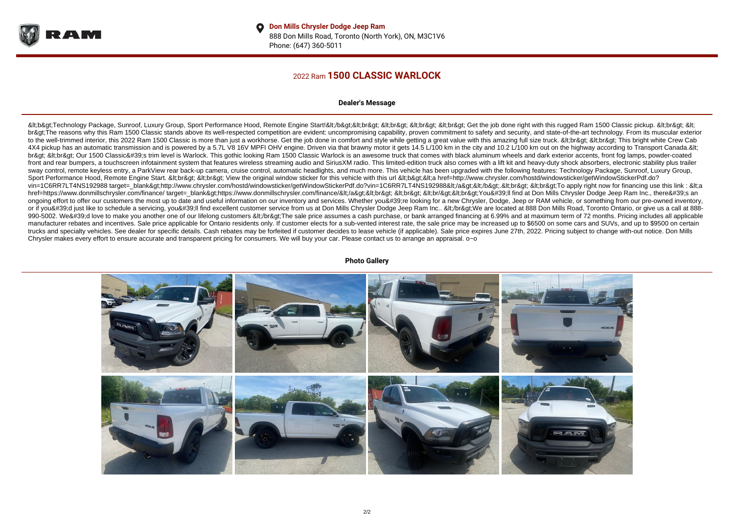**Don Mills Chrysler Dodge Jeep Ram**
888 Don Mills Road, Toronto (North York), ON, M3C1V6
Phone: (647) 360-5011

# 2022 Ram **1500 CLASSIC WARLOCK**

## Dealer's Message

&lt;b&gt;Technology Package, Sunroof, Luxury Group, Sport Performance Hood, Remote Engine Start!&lt;/b&gt;&lt;br&gt; &lt;br&gt; &lt;br&gt; &lt;br&gt; Get the job done right with this rugged Ram 1500 Classic pickup. &lt;br&gt; &lt; br&gt;The reasons why this Ram 1500 Classic stands above its well-respected competition are evident: uncompromising capability, proven commitment to safety and security, and state-of-the-art technology. From its muscular exterior to the well-trimmed interior, this 2022 Ram 1500 Classic is more than just a workhorse. Get the job done in comfort and style while getting a great value with this amazing full size truck. &lt;br&gt; &lt;br&gt; This bright white Crew Cab 4X4 pickup has an automatic transmission and is powered by a 5.7L V8 16V MPFI OHV engine. Driven via that brawny motor it gets 14.5 L/100 km in the city and 10.2 L/100 km out on the highway according to Transport Canada.&lt; br&gt; &lt;br&gt; Our 1500 Classic&#39;s trim level is Warlock. This gothic looking Ram 1500 Classic Warlock is an awesome truck that comes with black aluminum wheels and dark exterior accents, front fog lamps, powder-coated front and rear bumpers, a touchscreen infotainment system that features wireless streaming audio and SiriusXM radio. This limited-edition truck also comes with a lift kit and heavy-duty shock absorbers, electronic stability plus trailer sway control, remote keyless entry, a ParkView rear back-up camera, cruise control, automatic headlights, and much more. This vehicle has been upgraded with the following features: Technology Package, Sunroof, Luxury Group, Sport Performance Hood, Remote Engine Start. &lt;br&gt; &lt;br&gt; View the original window sticker for this vehicle with this url &lt;b&gt;&lt;a href=http://www.chrysler.com/hostd/windowsticker/getWindowStickerPdf.do?vin=1C6RR7LT4NS192988 target=_blank&gt;http://www.chrysler.com/hostd/windowsticker/getWindowStickerPdf.do?vin=1C6RR7LT4NS192988&lt;/a&gt;&lt;/b&gt;.&lt;br&gt; &lt;br&gt;To apply right now for financing use this link : &lt;a href=https://www.donmillschrysler.com/finance/ target=_blank&gt;https://www.donmillschrysler.com/finance/&lt;/a&gt;&lt;br&gt; &lt;br&gt; &lt;br/&gt;&lt;br&gt;You&#39;ll find at Don Mills Chrysler Dodge Jeep Ram Inc., there&#39;s an ongoing effort to offer our customers the most up to date and useful information on our inventory and services. Whether you&#39;re looking for a new Chrysler, Dodge, Jeep or RAM vehicle, or something from our pre-owned inventory, or if you&#39;d just like to schedule a servicing, you&#39;ll find excellent customer service from us at Don Mills Chrysler Dodge Jeep Ram Inc.. &lt;/br&gt;We are located at 888 Don Mills Road, Toronto Ontario, or give us a call at 888-990-5002. We&#39;d love to make you another one of our lifelong customers &lt;/br&gt;The sale price assumes a cash purchase, or bank arranged financing at 6.99% and at maximum term of 72 months. Pricing includes all applicable manufacturer rebates and incentives. Sale price applicable for Ontario residents only. If customer elects for a sub-vented interest rate, the sale price may be increased up to $6500 on some cars and SUVs, and up to $9500 on certain trucks and specialty vehicles. See dealer for specific details. Cash rebates may be forfeited if customer decides to lease vehicle (if applicable). Sale price expires June 27th, 2022. Pricing subject to change with-out notice. Don Mills Chrysler makes every effort to ensure accurate and transparent pricing for consumers. We will buy your car. Please contact us to arrange an appraisal. o~o

## Photo Gallery